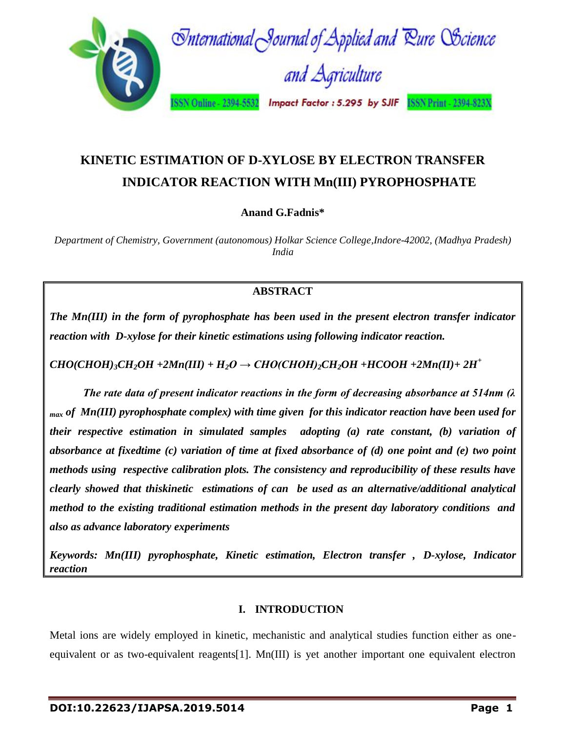# KINETIC ESTIMATION OF D-XYLOSE BY ELECTRON TRANSFER INDICATOR REACTION WITH Mn(III) PYROPHOSPHATE

**Anand G.Fadnis***

*Department of Chemistry, Government (autonomous) Holkar Science College,Indore-42002, (Madhya Pradesh) India*

## ABSTRACT

***The Mn(III) in the form of pyrophosphate has been used in the present electron transfer indicator reaction with D-xylose for their kinetic estimations using following indicator reaction.***

$$CHO(CHOH)_3CH_2OH + 2Mn(III) + H_2O \rightarrow CHO(CHOH)_2CH_2OH + HCOOH + 2Mn(II) + 2H^+$$

***The rate data of present indicator reactions in the form of decreasing absorbance at 514nm ($\lambda_{max}$ of Mn(III) pyrophosphate complex) with time given for this indicator reaction have been used for their respective estimation in simulated samples adopting (a) rate constant, (b) variation of absorbance at fixedtime (c) variation of time at fixed absorbance of (d) one point and (e) two point methods using respective calibration plots. The consistency and reproducibility of these results have clearly showed that thiskinetic estimations of can be used as an alternative/additional analytical method to the existing traditional estimation methods in the present day laboratory conditions and also as advance laboratory experiments***

***Keywords: Mn(III) pyrophosphate, Kinetic estimation, Electron transfer , D-xylose, Indicator reaction***

## I. INTRODUCTION

Metal ions are widely employed in kinetic, mechanistic and analytical studies function either as one-equivalent or as two-equivalent reagents[1]. Mn(III) is yet another important one equivalent electron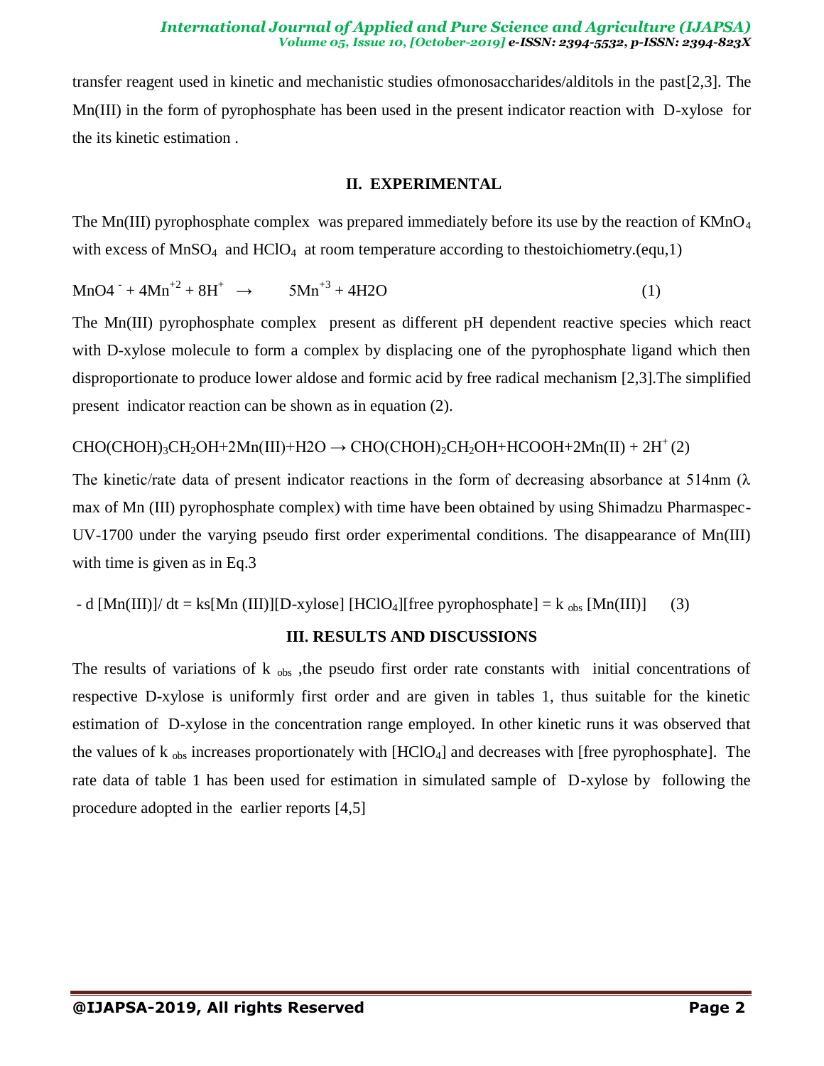transfer reagent used in kinetic and mechanistic studies ofmonosaccharides/alditols in the past[2,3]. The Mn(III) in the form of pyrophosphate has been used in the present indicator reaction with D-xylose for the its kinetic estimation .

## II. EXPERIMENTAL

The Mn(III) pyrophosphate complex was prepared immediately before its use by the reaction of $KMnO_4$ with excess of $MnSO_4$ and $HClO_4$ at room temperature according to thestoichiometry.(equ,1)

$$MnO4^{-} + 4Mn^{+2} + 8H^{+} \rightarrow 5Mn^{+3} + 4H2O \quad (1)$$

The Mn(III) pyrophosphate complex present as different pH dependent reactive species which react with D-xylose molecule to form a complex by displacing one of the pyrophosphate ligand which then disproportionate to produce lower aldose and formic acid by free radical mechanism [2,3].The simplified present indicator reaction can be shown as in equation (2).

$$CHO(CHOH)_3CH_2OH + 2Mn(III) + H2O \rightarrow CHO(CHOH)_2CH_2OH + HCOOH + 2Mn(II) + 2H^{+} \quad (2)$$

The kinetic/rate data of present indicator reactions in the form of decreasing absorbance at 514nm ($\lambda$ max of Mn (III) pyrophosphate complex) with time have been obtained by using Shimadzu Pharmaspec-UV-1700 under the varying pseudo first order experimental conditions. The disappearance of Mn(III) with time is given as in Eq.3

$$- d [Mn(III)]/ dt = ks[Mn (III)][D\text{-}xylose] [HClO_4][free\ pyrophosphate] = k_{obs} [Mn(III)] \quad (3)$$

## III. RESULTS AND DISCUSSIONS

The results of variations of $k_{obs}$ ,the pseudo first order rate constants with initial concentrations of respective D-xylose is uniformly first order and are given in tables 1, thus suitable for the kinetic estimation of D-xylose in the concentration range employed. In other kinetic runs it was observed that the values of $k_{obs}$ increases proportionately with $[HClO_4]$ and decreases with [free pyrophosphate]. The rate data of table 1 has been used for estimation in simulated sample of D-xylose by following the procedure adopted in the earlier reports [4,5]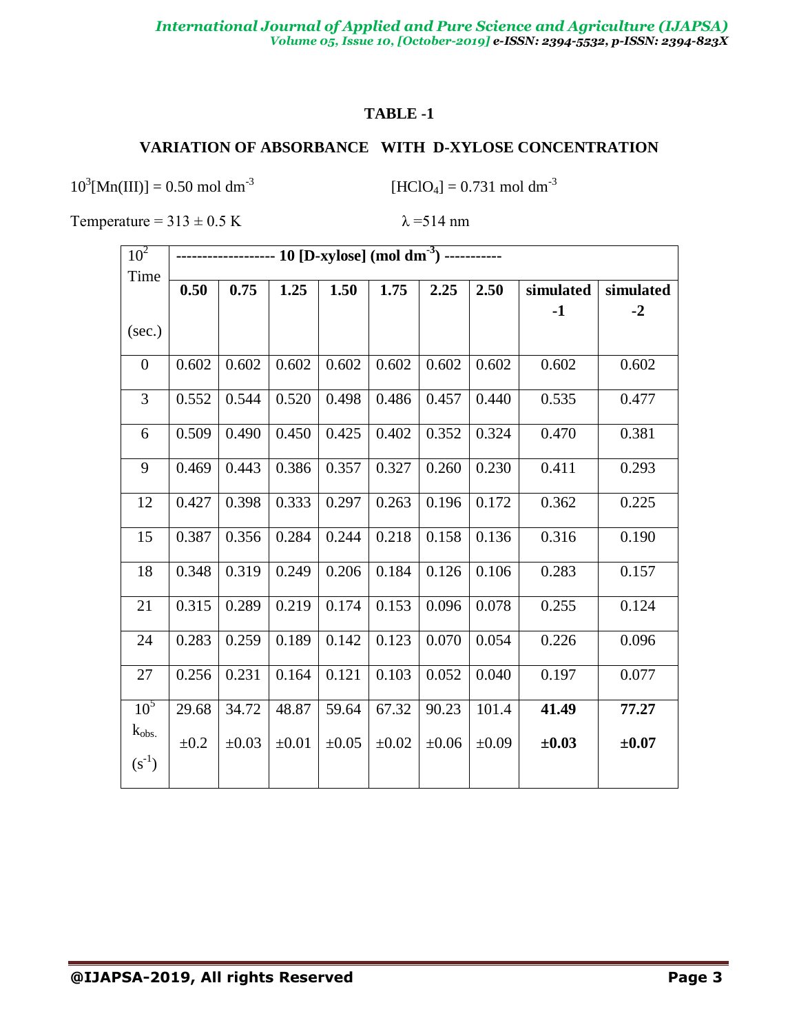## TABLE -1

### VARIATION OF ABSORBANCE WITH D-XYLOSE CONCENTRATION

$10^3$[Mn(III)] = 0.50 mol dm$^{-3}$ [$HClO_4$] = 0.731 mol dm$^{-3}$

Temperature = 313 ± 0.5 K λ =514 nm

| $10^2$ Time (sec.) | 10 [D-xylose] (mol dm$^{-3}$) | | | | | | | | |
|---|---|---|---|---|---|---|---|---|---|
| | **0.50** | **0.75** | **1.25** | **1.50** | **1.75** | **2.25** | **2.50** | **simulated -1** | **simulated -2** |
| 0 | 0.602 | 0.602 | 0.602 | 0.602 | 0.602 | 0.602 | 0.602 | 0.602 | 0.602 |
| 3 | 0.552 | 0.544 | 0.520 | 0.498 | 0.486 | 0.457 | 0.440 | 0.535 | 0.477 |
| 6 | 0.509 | 0.490 | 0.450 | 0.425 | 0.402 | 0.352 | 0.324 | 0.470 | 0.381 |
| 9 | 0.469 | 0.443 | 0.386 | 0.357 | 0.327 | 0.260 | 0.230 | 0.411 | 0.293 |
| 12 | 0.427 | 0.398 | 0.333 | 0.297 | 0.263 | 0.196 | 0.172 | 0.362 | 0.225 |
| 15 | 0.387 | 0.356 | 0.284 | 0.244 | 0.218 | 0.158 | 0.136 | 0.316 | 0.190 |
| 18 | 0.348 | 0.319 | 0.249 | 0.206 | 0.184 | 0.126 | 0.106 | 0.283 | 0.157 |
| 21 | 0.315 | 0.289 | 0.219 | 0.174 | 0.153 | 0.096 | 0.078 | 0.255 | 0.124 |
| 24 | 0.283 | 0.259 | 0.189 | 0.142 | 0.123 | 0.070 | 0.054 | 0.226 | 0.096 |
| 27 | 0.256 | 0.231 | 0.164 | 0.121 | 0.103 | 0.052 | 0.040 | 0.197 | 0.077 |
| $10^5$ $k_{obs.}$ ($s^{-1}$) | 29.68 ±0.2 | 34.72 ±0.03 | 48.87 ±0.01 | 59.64 ±0.05 | 67.32 ±0.02 | 90.23 ±0.06 | 101.4 ±0.09 | **41.49 ±0.03** | **77.27 ±0.07** |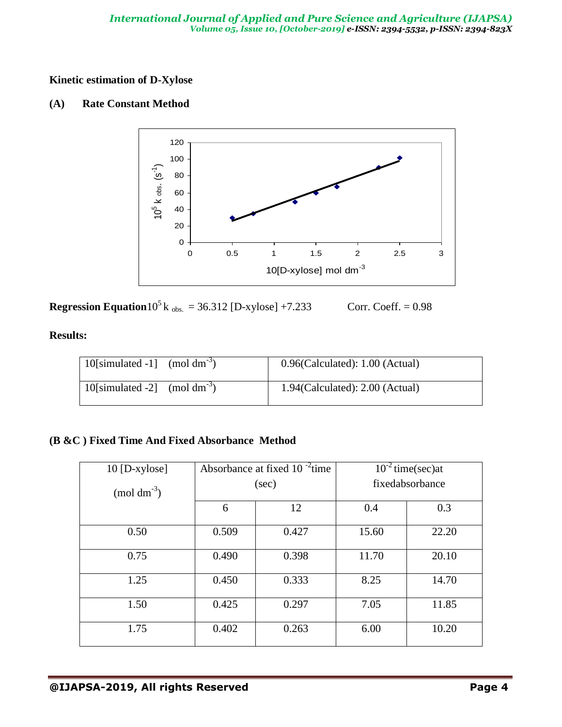**Kinetic estimation of D-Xylose**

**(A) Rate Constant Method**

**Regression Equation** $10^5 k_{obs.} = 36.312$ [D-xylose] $+7.233$ Corr. Coeff. = 0.98

**Results:**

| | |
|---|---|
| 10[simulated -1] (mol $dm^{-3}$) | 0.96(Calculated): 1.00 (Actual) |
| 10[simulated -2] (mol $dm^{-3}$) | 1.94(Calculated): 2.00 (Actual) |

**(B &C ) Fixed Time And Fixed Absorbance Method**

| 10 [D-xylose] (mol $dm^{-3}$) | Absorbance at fixed $10^{-2}$ time (sec) | | $10^{-2}$ time(sec)at fixedabsorbance | |
|---|---|---|---|---|
| | 6 | 12 | 0.4 | 0.3 |
| 0.50 | 0.509 | 0.427 | 15.60 | 22.20 |
| 0.75 | 0.490 | 0.398 | 11.70 | 20.10 |
| 1.25 | 0.450 | 0.333 | 8.25 | 14.70 |
| 1.50 | 0.425 | 0.297 | 7.05 | 11.85 |
| 1.75 | 0.402 | 0.263 | 6.00 | 10.20 |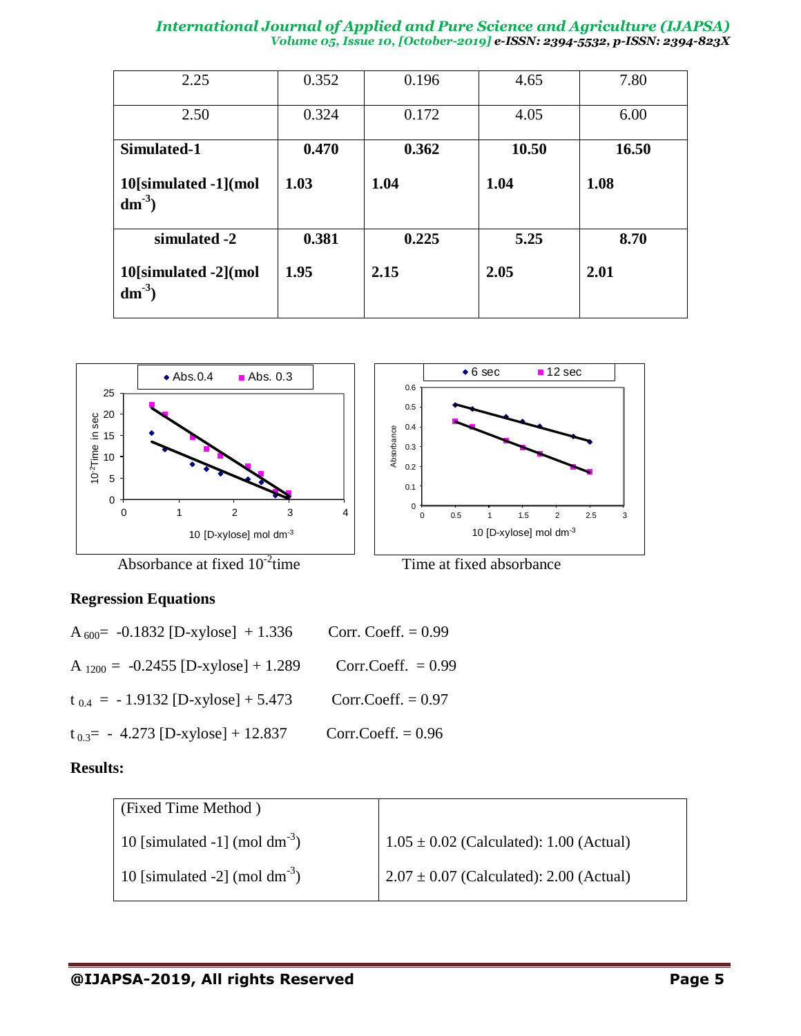| 2.25 | 0.352 | 0.196 | 4.65 | 7.80 |
|---|---|---|---|---|
| 2.50 | 0.324 | 0.172 | 4.05 | 6.00 |
| **Simulated-1** | **0.470** | **0.362** | **10.50** | **16.50** |
| **10[simulated -1](mol dm$^{-3}$)** | **1.03** | **1.04** | **1.04** | **1.08** |
| **simulated -2** | **0.381** | **0.225** | **5.25** | **8.70** |
| **10[simulated -2](mol dm$^{-3}$)** | **1.95** | **2.15** | **2.05** | **2.01** |

Absorbance at fixed $10^{-2}$time

Time at fixed absorbance

**Regression Equations**

$A_{600}$= -0.1832 [D-xylose] + 1.336 Corr. Coeff. = 0.99

$A_{1200}$ = -0.2455 [D-xylose] + 1.289 Corr.Coeff. = 0.99

$t_{0.4}$ = - 1.9132 [D-xylose] + 5.473 Corr.Coeff. = 0.97

$t_{0.3}$= - 4.273 [D-xylose] + 12.837 Corr.Coeff. = 0.96

**Results:**

| (Fixed Time Method ) | |
|---|---|
| 10 [simulated -1] (mol dm$^{-3}$) | 1.05 ± 0.02 (Calculated): 1.00 (Actual) |
| 10 [simulated -2] (mol dm$^{-3}$) | 2.07 ± 0.07 (Calculated): 2.00 (Actual) |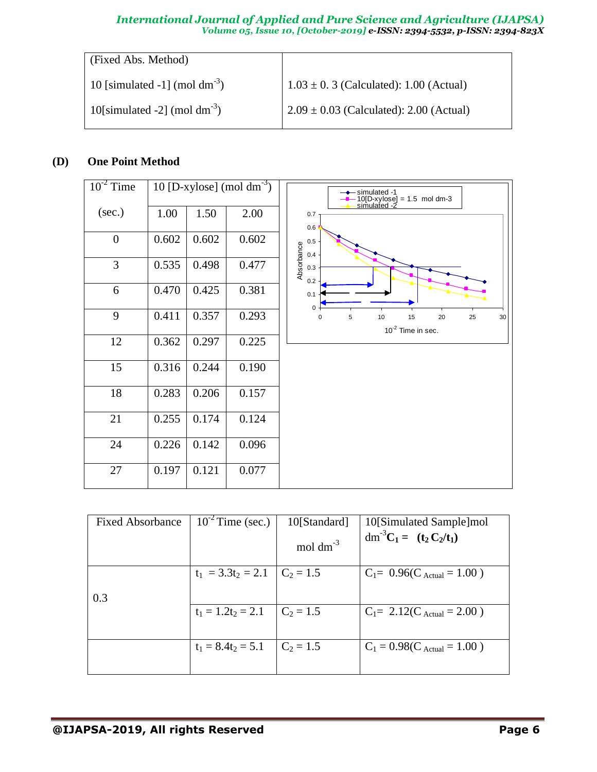| (Fixed Abs. Method) | |
|---|---|
| 10 [simulated -1] (mol $dm^{-3}$) | 1.03 ± 0. 3 (Calculated): 1.00 (Actual) |
| 10[simulated -2] (mol $dm^{-3}$) | 2.09 ± 0.03 (Calculated): 2.00 (Actual) |

**(D) One Point Method**

| $10^{-2}$ Time (sec.) | 10 [D-xylose] (mol $dm^{-3}$) | | |
|---|---|---|---|
| | 1.00 | 1.50 | 2.00 |
| 0 | 0.602 | 0.602 | 0.602 |
| 3 | 0.535 | 0.498 | 0.477 |
| 6 | 0.470 | 0.425 | 0.381 |
| 9 | 0.411 | 0.357 | 0.293 |
| 12 | 0.362 | 0.297 | 0.225 |
| 15 | 0.316 | 0.244 | 0.190 |
| 18 | 0.283 | 0.206 | 0.157 |
| 21 | 0.255 | 0.174 | 0.124 |
| 24 | 0.226 | 0.142 | 0.096 |
| 27 | 0.197 | 0.121 | 0.077 |

| Fixed Absorbance | $10^{-2}$ Time (sec.) | 10[Standard] mol $dm^{-3}$ | 10[Simulated Sample]mol $dm^{-3}$ $\mathbf{C_1 = (t_2 C_2/t_1)}$ |
|---|---|---|---|
| 0.3 | $t_1$ = 3.3 $t_2$ = 2.1 | $C_2$ = 1.5 | $C_1$= 0.96($C_{Actual}$ = 1.00 ) |
| | $t_1$ = 1.2 $t_2$ = 2.1 | $C_2$ = 1.5 | $C_1$= 2.12($C_{Actual}$ = 2.00 ) |
| | $t_1$ = 8.4 $t_2$ = 5.1 | $C_2$ = 1.5 | $C_1$ = 0.98($C_{Actual}$ = 1.00 ) |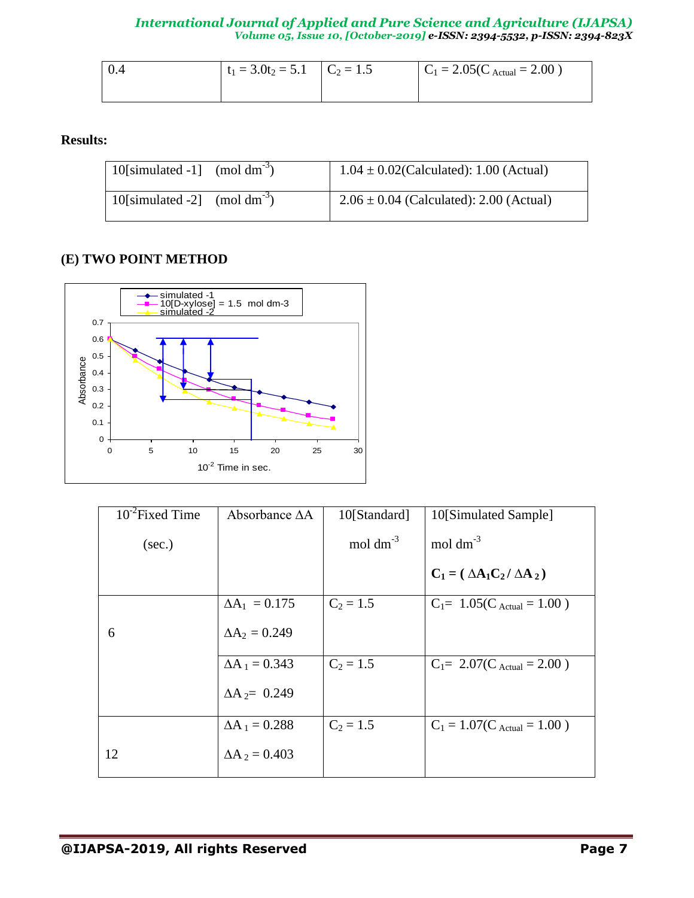| 0.4 | $t_1 = 3.0 t_2 = 5.1$ | $C_2 = 1.5$ | $C_1 = 2.05 (C_{Actual} = 2.00)$ |
|---|---|---|---|

**Results:**

| 10[simulated -1] (mol $dm^{-3}$) | 1.04 ± 0.02(Calculated): 1.00 (Actual) |
|---|---|
| 10[simulated -2] (mol $dm^{-3}$) | 2.06 ± 0.04 (Calculated): 2.00 (Actual) |

### (E) TWO POINT METHOD

| $10^{-2}$Fixed Time (sec.) | Absorbance ΔA | 10[Standard] mol $dm^{-3}$ | 10[Simulated Sample] mol $dm^{-3}$ **$C_1 = (\Delta A_1 C_2 / \Delta A_2)$** |
|---|---|---|---|
| 6 | $\Delta A_1 = 0.175$ $\Delta A_2 = 0.249$ | $C_2 = 1.5$ | $C_1 = 1.05 (C_{Actual} = 1.00)$ |
| | $\Delta A_1 = 0.343$ $\Delta A_2 = 0.249$ | $C_2 = 1.5$ | $C_1 = 2.07 (C_{Actual} = 2.00)$ |
| 12 | $\Delta A_1 = 0.288$ $\Delta A_2 = 0.403$ | $C_2 = 1.5$ | $C_1 = 1.07 (C_{Actual} = 1.00)$ |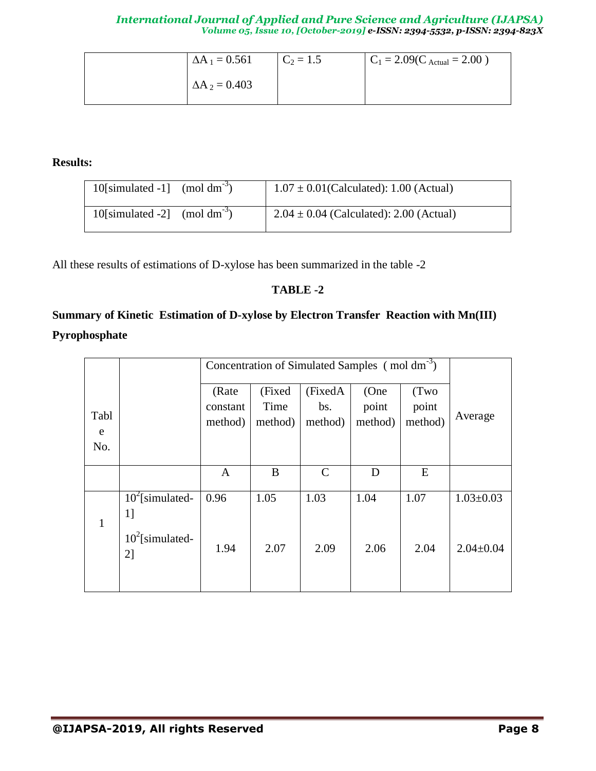|  | $\Delta A_1 = 0.561$<br>$\Delta A_2 = 0.403$ | $C_2 = 1.5$ | $C_1 = 2.09$($C_{Actual} = 2.00$ ) |
|---|---|---|---|

**Results:**

| 10[simulated -1] (mol $dm^{-3}$) | 1.07 ± 0.01(Calculated): 1.00 (Actual) |
|---|---|
| 10[simulated -2] (mol $dm^{-3}$) | 2.04 ± 0.04 (Calculated): 2.00 (Actual) |

All these results of estimations of D-xylose has been summarized in the table -2

**TABLE -2**

**Summary of Kinetic Estimation of D-xylose by Electron Transfer Reaction with Mn(III) Pyrophosphate**

| Table No. |  | Concentration of Simulated Samples ( mol $dm^{-3}$) |  |  |  |  | Average |
|---|---|---|---|---|---|---|---|
|  |  | (Rate constant method) | (Fixed Time method) | (FixedAbs. method) | (One point method) | (Two point method) |  |
|  |  | A | B | C | D | E |  |
| 1 | $10^2$[simulated-1] | 0.96 | 1.05 | 1.03 | 1.04 | 1.07 | 1.03±0.03 |
|  | $10^2$[simulated-2] | 1.94 | 2.07 | 2.09 | 2.06 | 2.04 | 2.04±0.04 |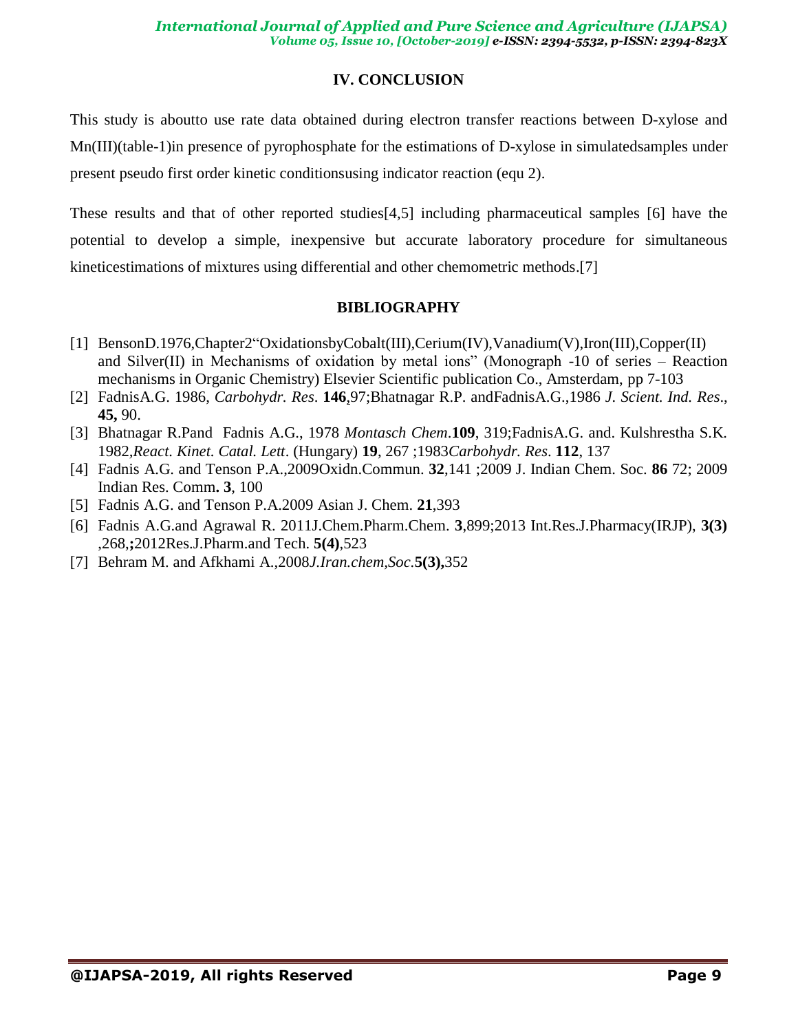## IV. CONCLUSION

This study is aboutto use rate data obtained during electron transfer reactions between D-xylose and Mn(III)(table-1)in presence of pyrophosphate for the estimations of D-xylose in simulatedsamples under present pseudo first order kinetic conditionsusing indicator reaction (equ 2).

These results and that of other reported studies[4,5] including pharmaceutical samples [6] have the potential to develop a simple, inexpensive but accurate laboratory procedure for simultaneous kineticestimations of mixtures using differential and other chemometric methods.[7]

## BIBLIOGRAPHY

[1] BensonD.1976,Chapter2"OxidationsbyCobalt(III),Cerium(IV),Vanadium(V),Iron(III),Copper(II) and Silver(II) in Mechanisms of oxidation by metal ions" (Monograph -10 of series – Reaction mechanisms in Organic Chemistry) Elsevier Scientific publication Co., Amsterdam, pp 7-103

[2] FadnisA.G. 1986, *Carbohydr. Res*. **146**,97;Bhatnagar R.P. andFadnisA.G.,1986 *J. Scient. Ind. Res*., **45,** 90.

[3] Bhatnagar R.Pand Fadnis A.G., 1978 *Montasch Chem*.**109**, 319;FadnisA.G. and. Kulshrestha S.K. 1982,*React. Kinet. Catal. Lett*. (Hungary) **19**, 267 ;1983*Carbohydr. Res*. **112**, 137

[4] Fadnis A.G. and Tenson P.A.,2009Oxidn.Commun. **32**,141 ;2009 J. Indian Chem. Soc. **86** 72; 2009 Indian Res. Comm**. 3**, 100

[5] Fadnis A.G. and Tenson P.A.2009 Asian J. Chem. **21**,393

[6] Fadnis A.G.and Agrawal R. 2011J.Chem.Pharm.Chem. **3**,899;2013 Int.Res.J.Pharmacy(IRJP), **3(3)** ,268,**;**2012Res.J.Pharm.and Tech. **5(4)**,523

[7] Behram M. and Afkhami A.,2008*J.Iran.chem,Soc*.**5(3),**352